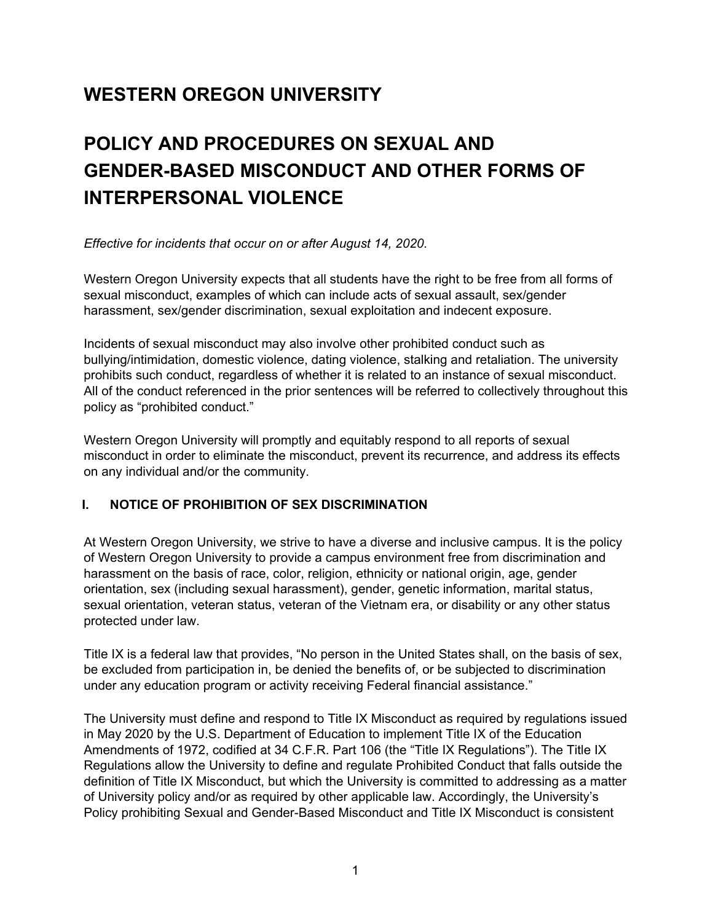# WESTERN OREGON UNIVERSITY

# POLICY AND PROCEDURES ON SEXUAL AND GENDER-BASED MISCONDUCT AND OTHER FORMS OF INTERPERSONAL VIOLENCE

*Effective for incidents that occur on or after August 14, 2020.*

Western Oregon University expects that all students have the right to be free from all forms of sexual misconduct, examples of which can include acts of sexual assault, sex/gender harassment, sex/gender discrimination, sexual exploitation and indecent exposure.

Incidents of sexual misconduct may also involve other prohibited conduct such as bullying/intimidation, domestic violence, dating violence, stalking and retaliation. The university prohibits such conduct, regardless of whether it is related to an instance of sexual misconduct. All of the conduct referenced in the prior sentences will be referred to collectively throughout this policy as "prohibited conduct."

Western Oregon University will promptly and equitably respond to all reports of sexual misconduct in order to eliminate the misconduct, prevent its recurrence, and address its effects on any individual and/or the community.

## I. NOTICE OF PROHIBITION OF SEX DISCRIMINATION

At Western Oregon University, we strive to have a diverse and inclusive campus. It is the policy of Western Oregon University to provide a campus environment free from discrimination and harassment on the basis of race, color, religion, ethnicity or national origin, age, gender orientation, sex (including sexual harassment), gender, genetic information, marital status, sexual orientation, veteran status, veteran of the Vietnam era, or disability or any other status protected under law.

Title IX is a federal law that provides, "No person in the United States shall, on the basis of sex, be excluded from participation in, be denied the benefits of, or be subjected to discrimination under any education program or activity receiving Federal financial assistance."

The University must define and respond to Title IX Misconduct as required by regulations issued in May 2020 by the U.S. Department of Education to implement Title IX of the Education Amendments of 1972, codified at 34 C.F.R. Part 106 (the "Title IX Regulations"). The Title IX Regulations allow the University to define and regulate Prohibited Conduct that falls outside the definition of Title IX Misconduct, but which the University is committed to addressing as a matter of University policy and/or as required by other applicable law. Accordingly, the University's Policy prohibiting Sexual and Gender-Based Misconduct and Title IX Misconduct is consistent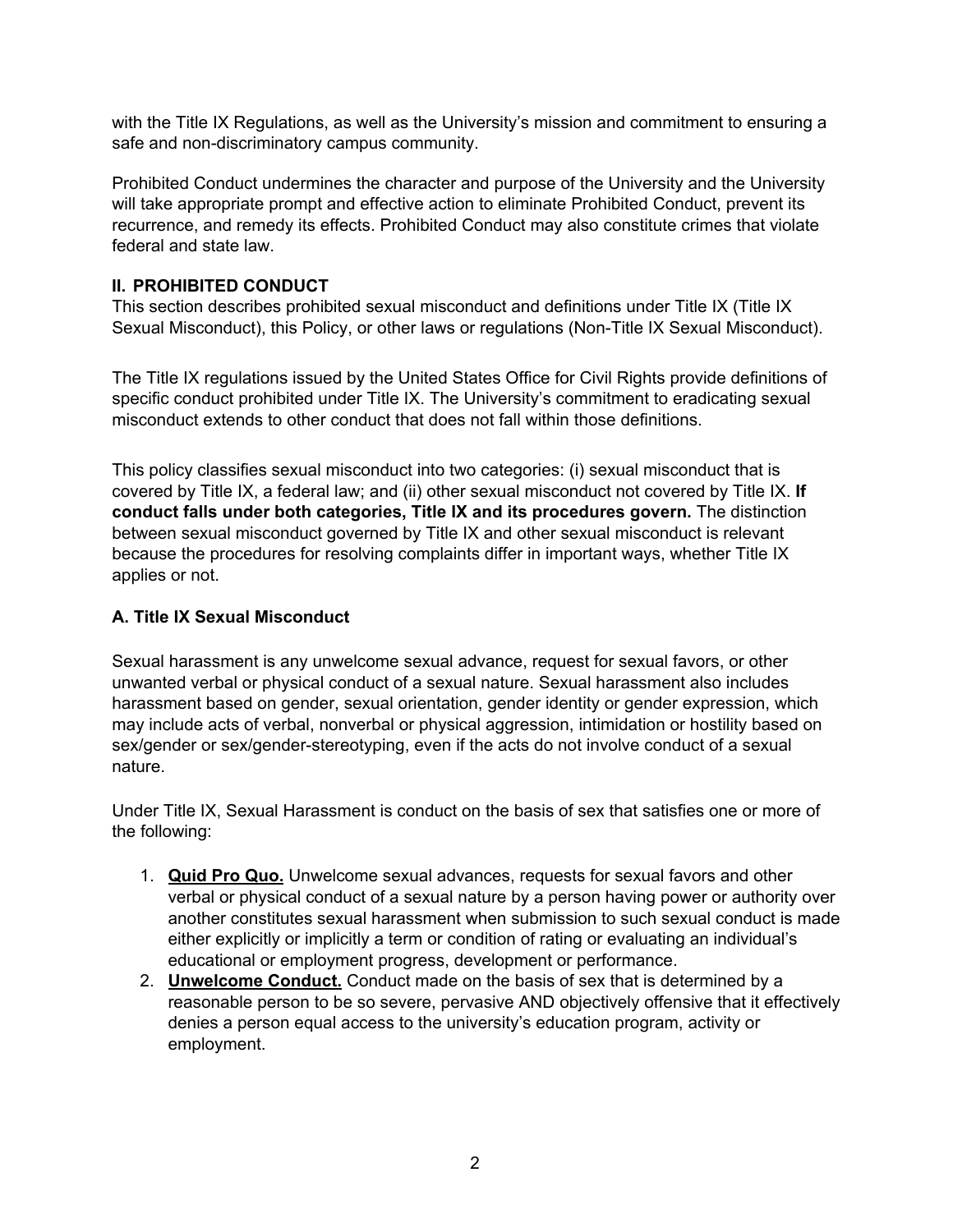with the Title IX Regulations, as well as the University's mission and commitment to ensuring a safe and non-discriminatory campus community.

Prohibited Conduct undermines the character and purpose of the University and the University will take appropriate prompt and effective action to eliminate Prohibited Conduct, prevent its recurrence, and remedy its effects. Prohibited Conduct may also constitute crimes that violate federal and state law.

## II. PROHIBITED CONDUCT

This section describes prohibited sexual misconduct and definitions under Title IX (Title IX Sexual Misconduct), this Policy, or other laws or regulations (Non-Title IX Sexual Misconduct).

The Title IX regulations issued by the United States Office for Civil Rights provide definitions of specific conduct prohibited under Title IX. The University's commitment to eradicating sexual misconduct extends to other conduct that does not fall within those definitions.

This policy classifies sexual misconduct into two categories: (i) sexual misconduct that is covered by Title IX, a federal law; and (ii) other sexual misconduct not covered by Title IX. **If conduct falls under both categories, Title IX and its procedures govern.** The distinction between sexual misconduct governed by Title IX and other sexual misconduct is relevant because the procedures for resolving complaints differ in important ways, whether Title IX applies or not.

### A. Title IX Sexual Misconduct

Sexual harassment is any unwelcome sexual advance, request for sexual favors, or other unwanted verbal or physical conduct of a sexual nature. Sexual harassment also includes harassment based on gender, sexual orientation, gender identity or gender expression, which may include acts of verbal, nonverbal or physical aggression, intimidation or hostility based on sex/gender or sex/gender-stereotyping, even if the acts do not involve conduct of a sexual nature.

Under Title IX, Sexual Harassment is conduct on the basis of sex that satisfies one or more of the following:

1. **Quid Pro Quo.** Unwelcome sexual advances, requests for sexual favors and other verbal or physical conduct of a sexual nature by a person having power or authority over another constitutes sexual harassment when submission to such sexual conduct is made either explicitly or implicitly a term or condition of rating or evaluating an individual's educational or employment progress, development or performance.
2. **Unwelcome Conduct.** Conduct made on the basis of sex that is determined by a reasonable person to be so severe, pervasive AND objectively offensive that it effectively denies a person equal access to the university's education program, activity or employment.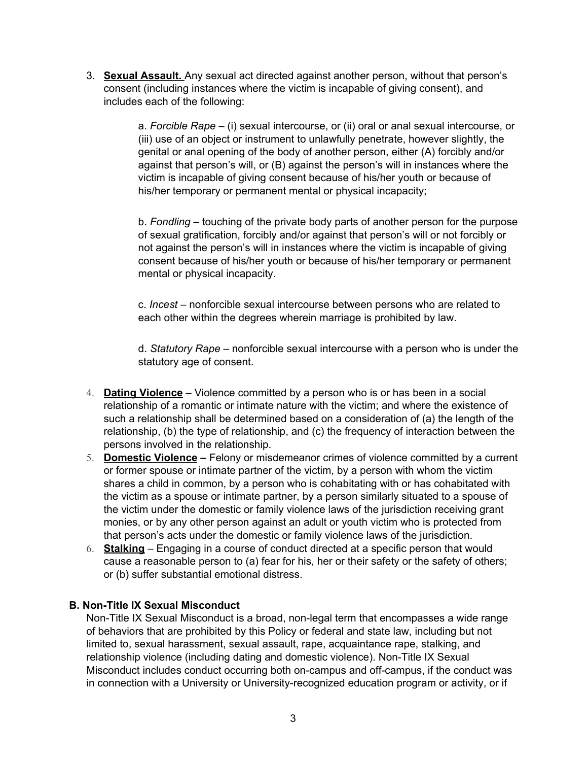3. **Sexual Assault.** Any sexual act directed against another person, without that person's consent (including instances where the victim is incapable of giving consent), and includes each of the following:

   a. *Forcible Rape* – (i) sexual intercourse, or (ii) oral or anal sexual intercourse, or (iii) use of an object or instrument to unlawfully penetrate, however slightly, the genital or anal opening of the body of another person, either (A) forcibly and/or against that person's will, or (B) against the person's will in instances where the victim is incapable of giving consent because of his/her youth or because of his/her temporary or permanent mental or physical incapacity;

   b. *Fondling* – touching of the private body parts of another person for the purpose of sexual gratification, forcibly and/or against that person's will or not forcibly or not against the person's will in instances where the victim is incapable of giving consent because of his/her youth or because of his/her temporary or permanent mental or physical incapacity.

   c. *Incest* – nonforcible sexual intercourse between persons who are related to each other within the degrees wherein marriage is prohibited by law.

   d. *Statutory Rape* – nonforcible sexual intercourse with a person who is under the statutory age of consent.

4. **Dating Violence** – Violence committed by a person who is or has been in a social relationship of a romantic or intimate nature with the victim; and where the existence of such a relationship shall be determined based on a consideration of (a) the length of the relationship, (b) the type of relationship, and (c) the frequency of interaction between the persons involved in the relationship.
5. **Domestic Violence –** Felony or misdemeanor crimes of violence committed by a current or former spouse or intimate partner of the victim, by a person with whom the victim shares a child in common, by a person who is cohabitating with or has cohabitated with the victim as a spouse or intimate partner, by a person similarly situated to a spouse of the victim under the domestic or family violence laws of the jurisdiction receiving grant monies, or by any other person against an adult or youth victim who is protected from that person's acts under the domestic or family violence laws of the jurisdiction.
6. **Stalking** – Engaging in a course of conduct directed at a specific person that would cause a reasonable person to (a) fear for his, her or their safety or the safety of others; or (b) suffer substantial emotional distress.

### B. Non-Title IX Sexual Misconduct

Non-Title IX Sexual Misconduct is a broad, non-legal term that encompasses a wide range of behaviors that are prohibited by this Policy or federal and state law, including but not limited to, sexual harassment, sexual assault, rape, acquaintance rape, stalking, and relationship violence (including dating and domestic violence). Non-Title IX Sexual Misconduct includes conduct occurring both on-campus and off-campus, if the conduct was in connection with a University or University-recognized education program or activity, or if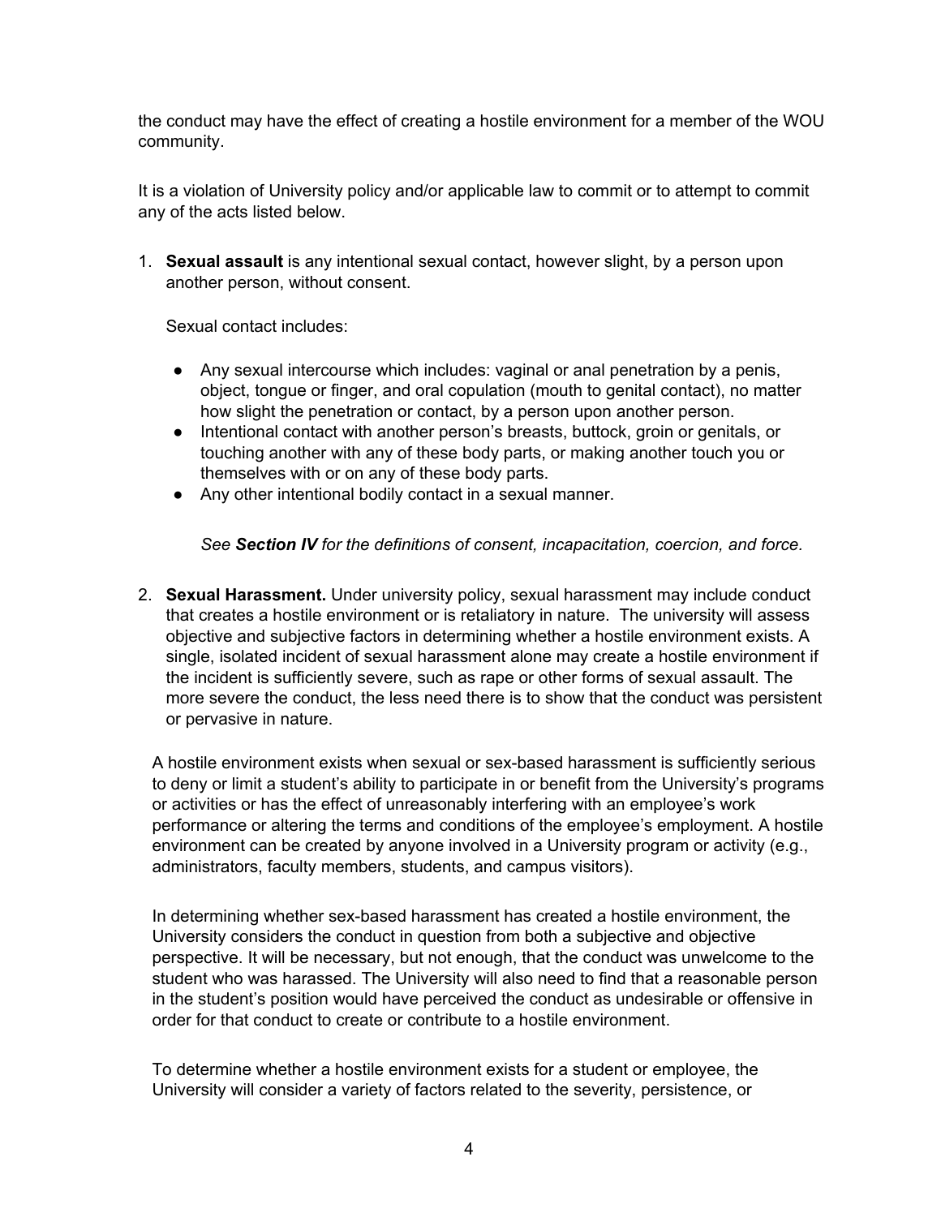the conduct may have the effect of creating a hostile environment for a member of the WOU community.

It is a violation of University policy and/or applicable law to commit or to attempt to commit any of the acts listed below.

1. **Sexual assault** is any intentional sexual contact, however slight, by a person upon another person, without consent.

   Sexual contact includes:

   - Any sexual intercourse which includes: vaginal or anal penetration by a penis, object, tongue or finger, and oral copulation (mouth to genital contact), no matter how slight the penetration or contact, by a person upon another person.
   - Intentional contact with another person's breasts, buttock, groin or genitals, or touching another with any of these body parts, or making another touch you or themselves with or on any of these body parts.
   - Any other intentional bodily contact in a sexual manner.

     *See **Section IV** for the definitions of consent, incapacitation, coercion, and force.*

2. **Sexual Harassment.** Under university policy, sexual harassment may include conduct that creates a hostile environment or is retaliatory in nature. The university will assess objective and subjective factors in determining whether a hostile environment exists. A single, isolated incident of sexual harassment alone may create a hostile environment if the incident is sufficiently severe, such as rape or other forms of sexual assault. The more severe the conduct, the less need there is to show that the conduct was persistent or pervasive in nature.

   A hostile environment exists when sexual or sex-based harassment is sufficiently serious to deny or limit a student's ability to participate in or benefit from the University's programs or activities or has the effect of unreasonably interfering with an employee's work performance or altering the terms and conditions of the employee's employment. A hostile environment can be created by anyone involved in a University program or activity (e.g., administrators, faculty members, students, and campus visitors).

   In determining whether sex-based harassment has created a hostile environment, the University considers the conduct in question from both a subjective and objective perspective. It will be necessary, but not enough, that the conduct was unwelcome to the student who was harassed. The University will also need to find that a reasonable person in the student's position would have perceived the conduct as undesirable or offensive in order for that conduct to create or contribute to a hostile environment.

   To determine whether a hostile environment exists for a student or employee, the University will consider a variety of factors related to the severity, persistence, or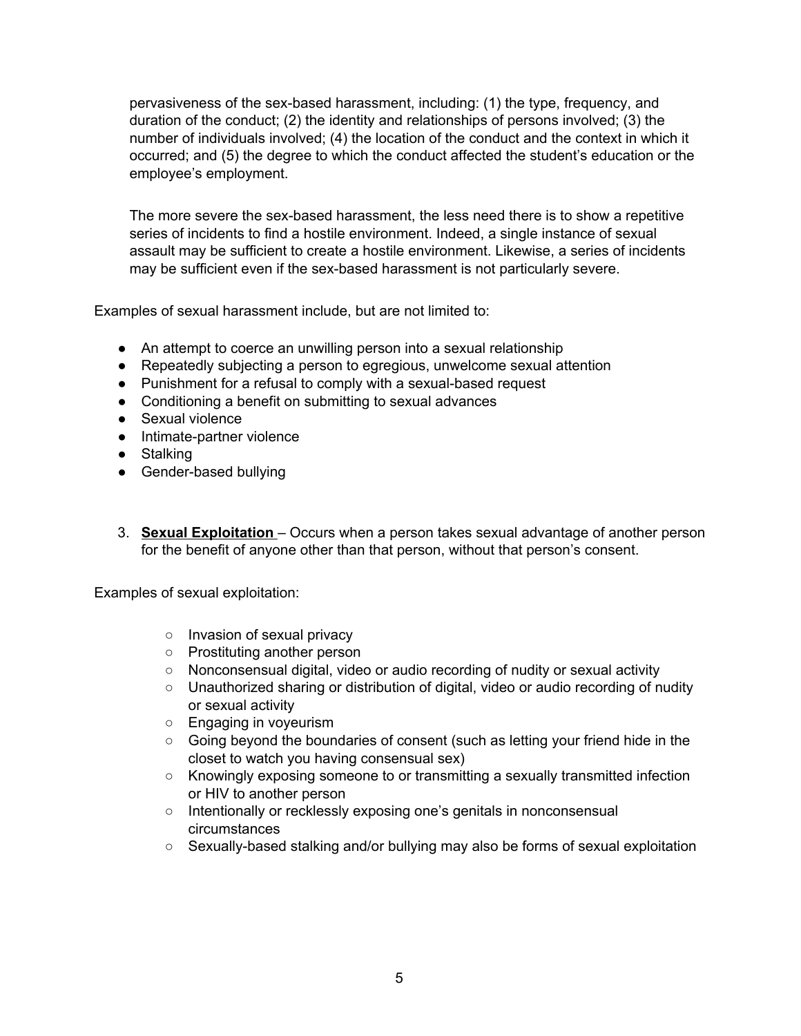pervasiveness of the sex-based harassment, including: (1) the type, frequency, and duration of the conduct; (2) the identity and relationships of persons involved; (3) the number of individuals involved; (4) the location of the conduct and the context in which it occurred; and (5) the degree to which the conduct affected the student's education or the employee's employment.

The more severe the sex-based harassment, the less need there is to show a repetitive series of incidents to find a hostile environment. Indeed, a single instance of sexual assault may be sufficient to create a hostile environment. Likewise, a series of incidents may be sufficient even if the sex-based harassment is not particularly severe.

Examples of sexual harassment include, but are not limited to:

- An attempt to coerce an unwilling person into a sexual relationship
- Repeatedly subjecting a person to egregious, unwelcome sexual attention
- Punishment for a refusal to comply with a sexual-based request
- Conditioning a benefit on submitting to sexual advances
- Sexual violence
- Intimate-partner violence
- Stalking
- Gender-based bullying

3. **Sexual Exploitation** – Occurs when a person takes sexual advantage of another person for the benefit of anyone other than that person, without that person's consent.

Examples of sexual exploitation:

- Invasion of sexual privacy
- Prostituting another person
- Nonconsensual digital, video or audio recording of nudity or sexual activity
- Unauthorized sharing or distribution of digital, video or audio recording of nudity or sexual activity
- Engaging in voyeurism
- Going beyond the boundaries of consent (such as letting your friend hide in the closet to watch you having consensual sex)
- Knowingly exposing someone to or transmitting a sexually transmitted infection or HIV to another person
- Intentionally or recklessly exposing one's genitals in nonconsensual circumstances
- Sexually-based stalking and/or bullying may also be forms of sexual exploitation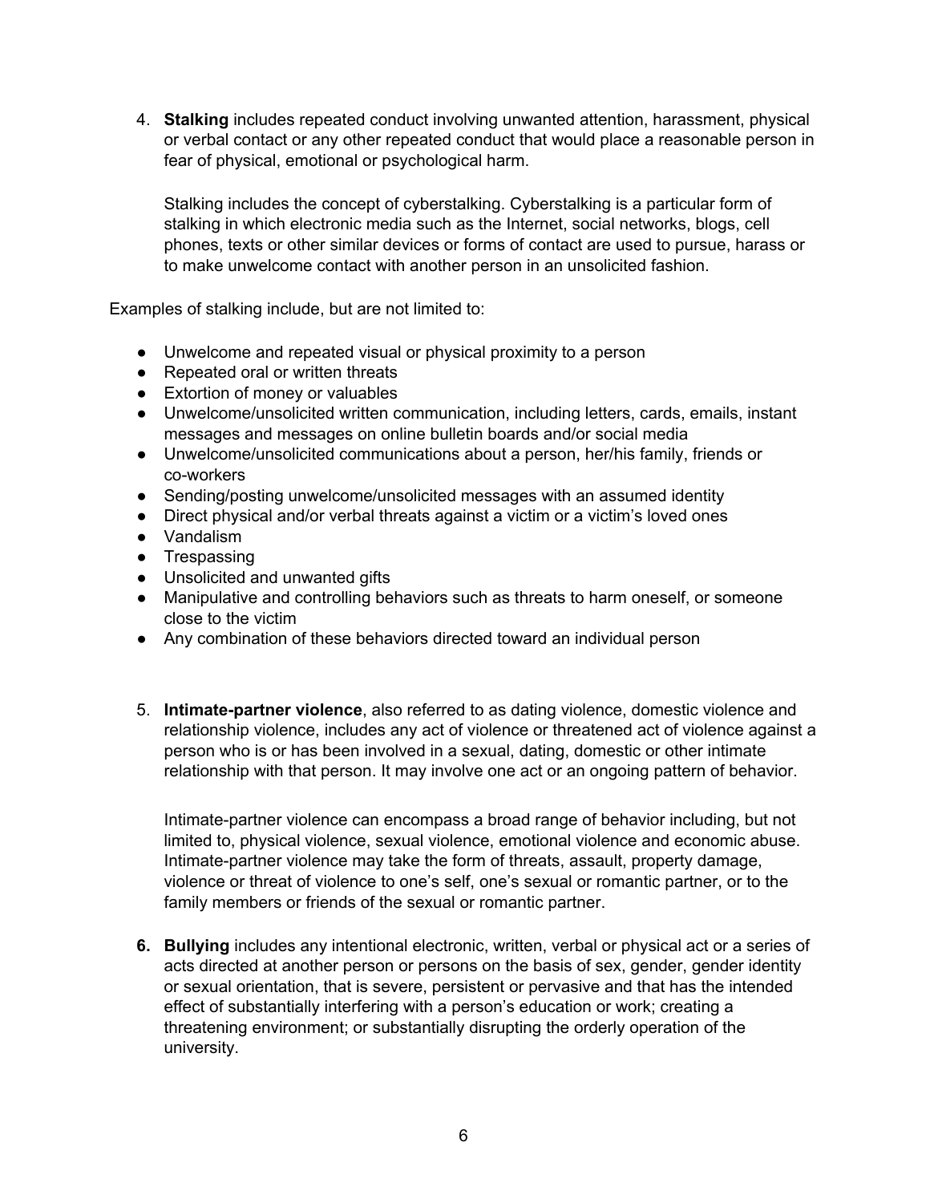4. **Stalking** includes repeated conduct involving unwanted attention, harassment, physical or verbal contact or any other repeated conduct that would place a reasonable person in fear of physical, emotional or psychological harm.

   Stalking includes the concept of cyberstalking. Cyberstalking is a particular form of stalking in which electronic media such as the Internet, social networks, blogs, cell phones, texts or other similar devices or forms of contact are used to pursue, harass or to make unwelcome contact with another person in an unsolicited fashion.

Examples of stalking include, but are not limited to:

- Unwelcome and repeated visual or physical proximity to a person
- Repeated oral or written threats
- Extortion of money or valuables
- Unwelcome/unsolicited written communication, including letters, cards, emails, instant messages and messages on online bulletin boards and/or social media
- Unwelcome/unsolicited communications about a person, her/his family, friends or co-workers
- Sending/posting unwelcome/unsolicited messages with an assumed identity
- Direct physical and/or verbal threats against a victim or a victim's loved ones
- Vandalism
- Trespassing
- Unsolicited and unwanted gifts
- Manipulative and controlling behaviors such as threats to harm oneself, or someone close to the victim
- Any combination of these behaviors directed toward an individual person

5. **Intimate-partner violence**, also referred to as dating violence, domestic violence and relationship violence, includes any act of violence or threatened act of violence against a person who is or has been involved in a sexual, dating, domestic or other intimate relationship with that person. It may involve one act or an ongoing pattern of behavior.

   Intimate-partner violence can encompass a broad range of behavior including, but not limited to, physical violence, sexual violence, emotional violence and economic abuse. Intimate-partner violence may take the form of threats, assault, property damage, violence or threat of violence to one's self, one's sexual or romantic partner, or to the family members or friends of the sexual or romantic partner.

6. **Bullying** includes any intentional electronic, written, verbal or physical act or a series of acts directed at another person or persons on the basis of sex, gender, gender identity or sexual orientation, that is severe, persistent or pervasive and that has the intended effect of substantially interfering with a person's education or work; creating a threatening environment; or substantially disrupting the orderly operation of the university.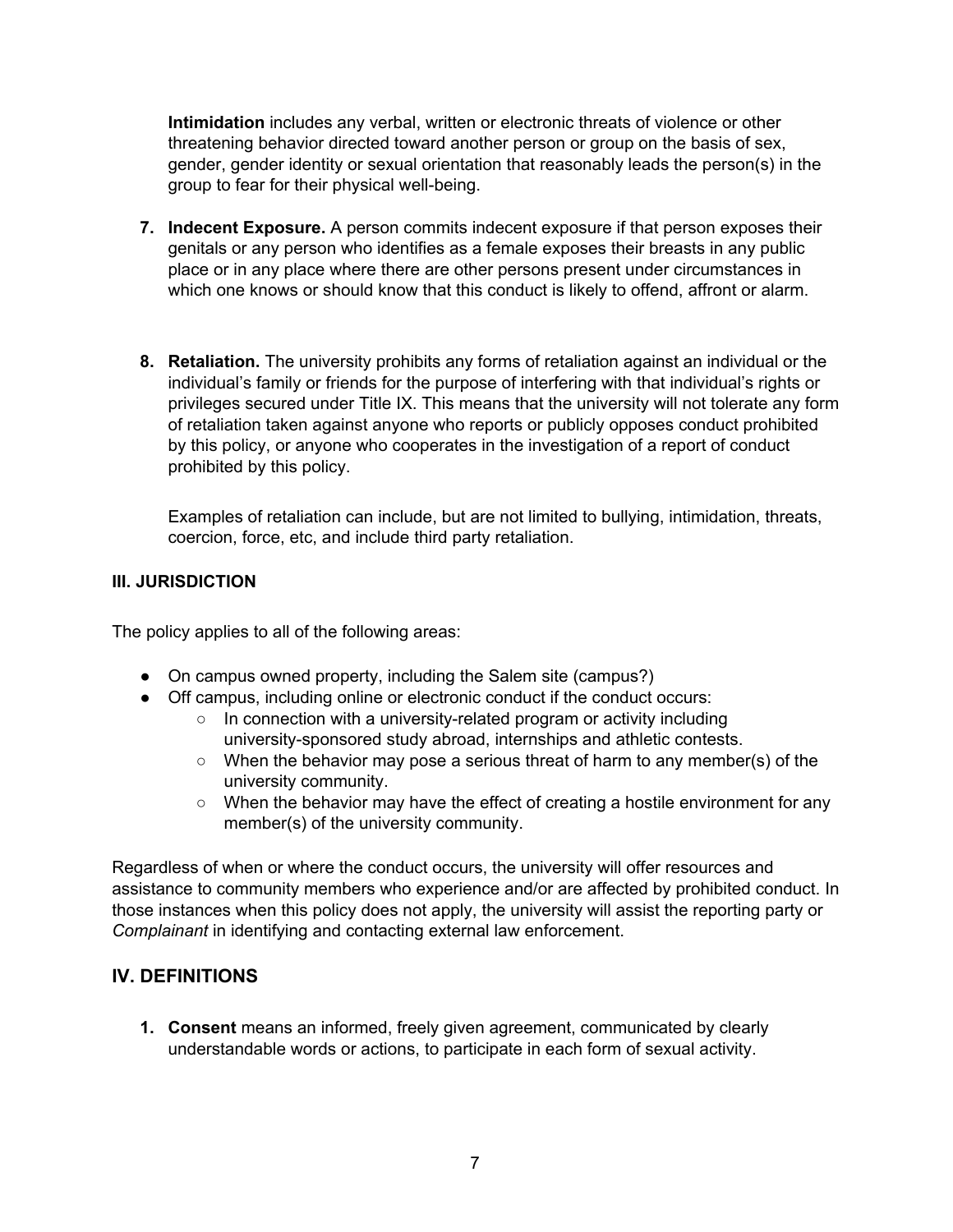**Intimidation** includes any verbal, written or electronic threats of violence or other threatening behavior directed toward another person or group on the basis of sex, gender, gender identity or sexual orientation that reasonably leads the person(s) in the group to fear for their physical well-being.

7. **Indecent Exposure.** A person commits indecent exposure if that person exposes their genitals or any person who identifies as a female exposes their breasts in any public place or in any place where there are other persons present under circumstances in which one knows or should know that this conduct is likely to offend, affront or alarm.

8. **Retaliation.** The university prohibits any forms of retaliation against an individual or the individual's family or friends for the purpose of interfering with that individual's rights or privileges secured under Title IX. This means that the university will not tolerate any form of retaliation taken against anyone who reports or publicly opposes conduct prohibited by this policy, or anyone who cooperates in the investigation of a report of conduct prohibited by this policy.

   Examples of retaliation can include, but are not limited to bullying, intimidation, threats, coercion, force, etc, and include third party retaliation.

### III. JURISDICTION

The policy applies to all of the following areas:

- On campus owned property, including the Salem site (campus?)
- Off campus, including online or electronic conduct if the conduct occurs:
  - In connection with a university-related program or activity including university-sponsored study abroad, internships and athletic contests.
  - When the behavior may pose a serious threat of harm to any member(s) of the university community.
  - When the behavior may have the effect of creating a hostile environment for any member(s) of the university community.

Regardless of when or where the conduct occurs, the university will offer resources and assistance to community members who experience and/or are affected by prohibited conduct. In those instances when this policy does not apply, the university will assist the reporting party or *Complainant* in identifying and contacting external law enforcement.

## IV. DEFINITIONS

1. **Consent** means an informed, freely given agreement, communicated by clearly understandable words or actions, to participate in each form of sexual activity.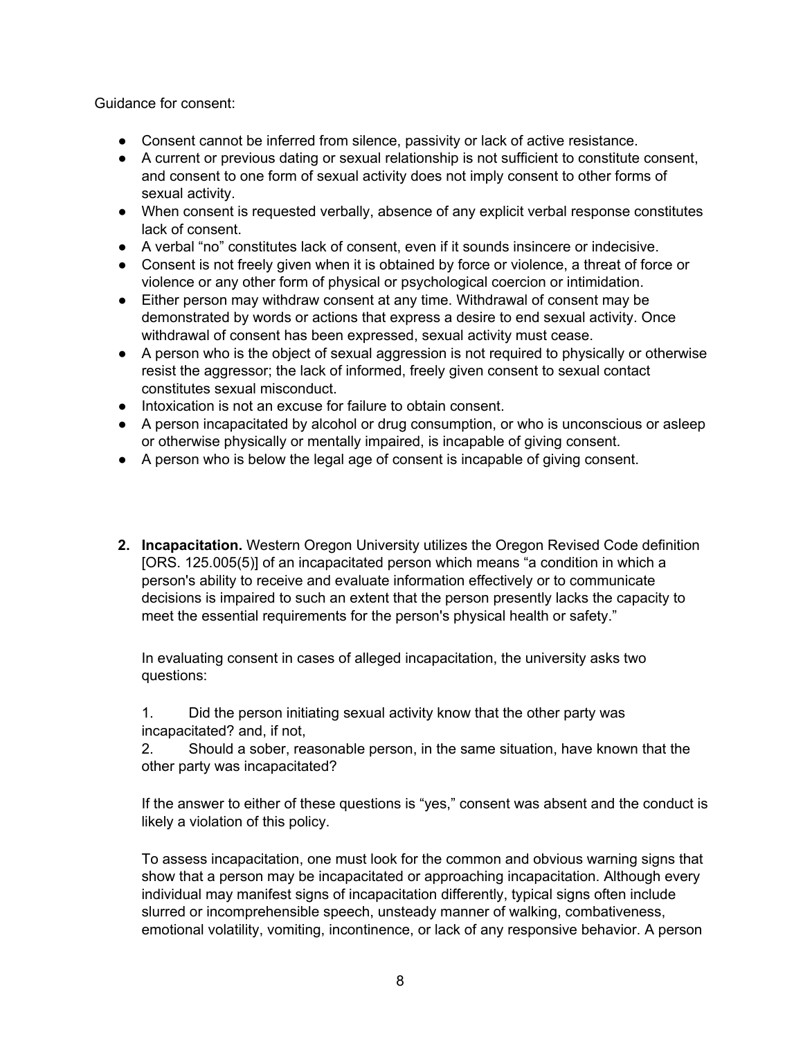Guidance for consent:

- Consent cannot be inferred from silence, passivity or lack of active resistance.
- A current or previous dating or sexual relationship is not sufficient to constitute consent, and consent to one form of sexual activity does not imply consent to other forms of sexual activity.
- When consent is requested verbally, absence of any explicit verbal response constitutes lack of consent.
- A verbal “no” constitutes lack of consent, even if it sounds insincere or indecisive.
- Consent is not freely given when it is obtained by force or violence, a threat of force or violence or any other form of physical or psychological coercion or intimidation.
- Either person may withdraw consent at any time. Withdrawal of consent may be demonstrated by words or actions that express a desire to end sexual activity. Once withdrawal of consent has been expressed, sexual activity must cease.
- A person who is the object of sexual aggression is not required to physically or otherwise resist the aggressor; the lack of informed, freely given consent to sexual contact constitutes sexual misconduct.
- Intoxication is not an excuse for failure to obtain consent.
- A person incapacitated by alcohol or drug consumption, or who is unconscious or asleep or otherwise physically or mentally impaired, is incapable of giving consent.
- A person who is below the legal age of consent is incapable of giving consent.

2. **Incapacitation.** Western Oregon University utilizes the Oregon Revised Code definition [ORS. 125.005(5)] of an incapacitated person which means “a condition in which a person's ability to receive and evaluate information effectively or to communicate decisions is impaired to such an extent that the person presently lacks the capacity to meet the essential requirements for the person's physical health or safety.”

   In evaluating consent in cases of alleged incapacitation, the university asks two questions:

   1. Did the person initiating sexual activity know that the other party was incapacitated? and, if not,
   2. Should a sober, reasonable person, in the same situation, have known that the other party was incapacitated?

   If the answer to either of these questions is “yes,” consent was absent and the conduct is likely a violation of this policy.

   To assess incapacitation, one must look for the common and obvious warning signs that show that a person may be incapacitated or approaching incapacitation. Although every individual may manifest signs of incapacitation differently, typical signs often include slurred or incomprehensible speech, unsteady manner of walking, combativeness, emotional volatility, vomiting, incontinence, or lack of any responsive behavior. A person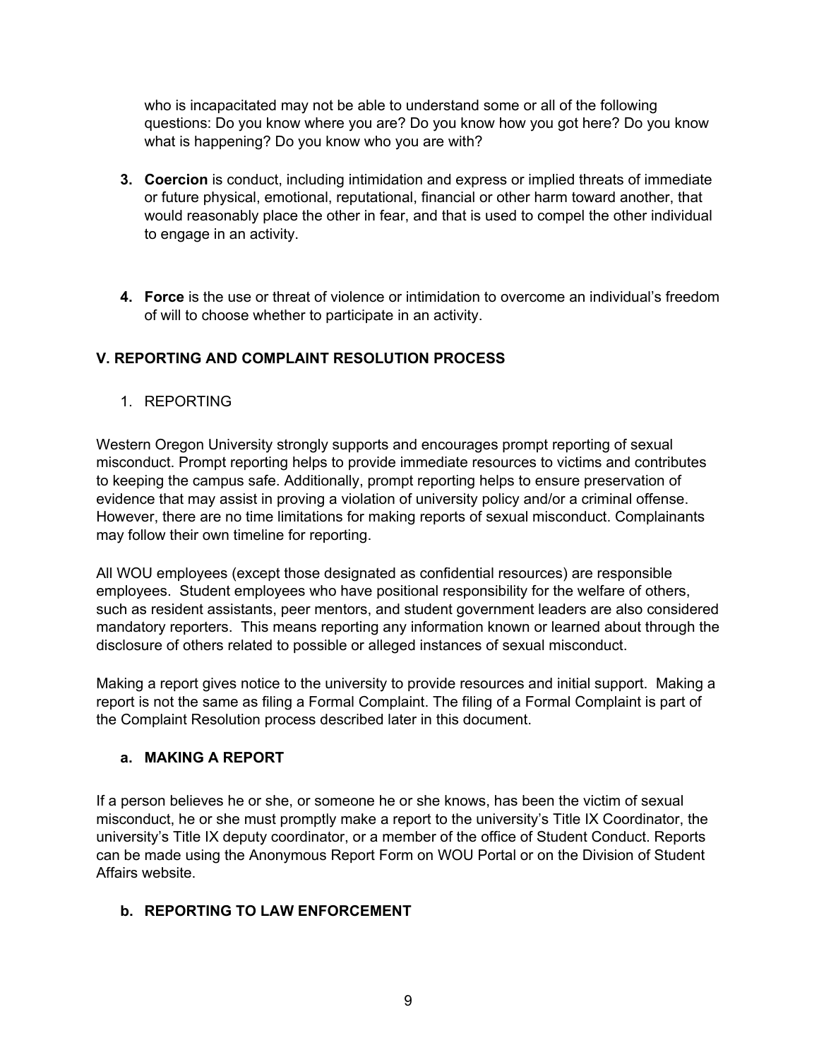who is incapacitated may not be able to understand some or all of the following questions: Do you know where you are? Do you know how you got here? Do you know what is happening? Do you know who you are with?

3. **Coercion** is conduct, including intimidation and express or implied threats of immediate or future physical, emotional, reputational, financial or other harm toward another, that would reasonably place the other in fear, and that is used to compel the other individual to engage in an activity.

4. **Force** is the use or threat of violence or intimidation to overcome an individual's freedom of will to choose whether to participate in an activity.

## V. REPORTING AND COMPLAINT RESOLUTION PROCESS

1. REPORTING

Western Oregon University strongly supports and encourages prompt reporting of sexual misconduct. Prompt reporting helps to provide immediate resources to victims and contributes to keeping the campus safe. Additionally, prompt reporting helps to ensure preservation of evidence that may assist in proving a violation of university policy and/or a criminal offense. However, there are no time limitations for making reports of sexual misconduct. Complainants may follow their own timeline for reporting.

All WOU employees (except those designated as confidential resources) are responsible employees. Student employees who have positional responsibility for the welfare of others, such as resident assistants, peer mentors, and student government leaders are also considered mandatory reporters. This means reporting any information known or learned about through the disclosure of others related to possible or alleged instances of sexual misconduct.

Making a report gives notice to the university to provide resources and initial support. Making a report is not the same as filing a Formal Complaint. The filing of a Formal Complaint is part of the Complaint Resolution process described later in this document.

### a. MAKING A REPORT

If a person believes he or she, or someone he or she knows, has been the victim of sexual misconduct, he or she must promptly make a report to the university's Title IX Coordinator, the university's Title IX deputy coordinator, or a member of the office of Student Conduct. Reports can be made using the Anonymous Report Form on WOU Portal or on the Division of Student Affairs website.

### b. REPORTING TO LAW ENFORCEMENT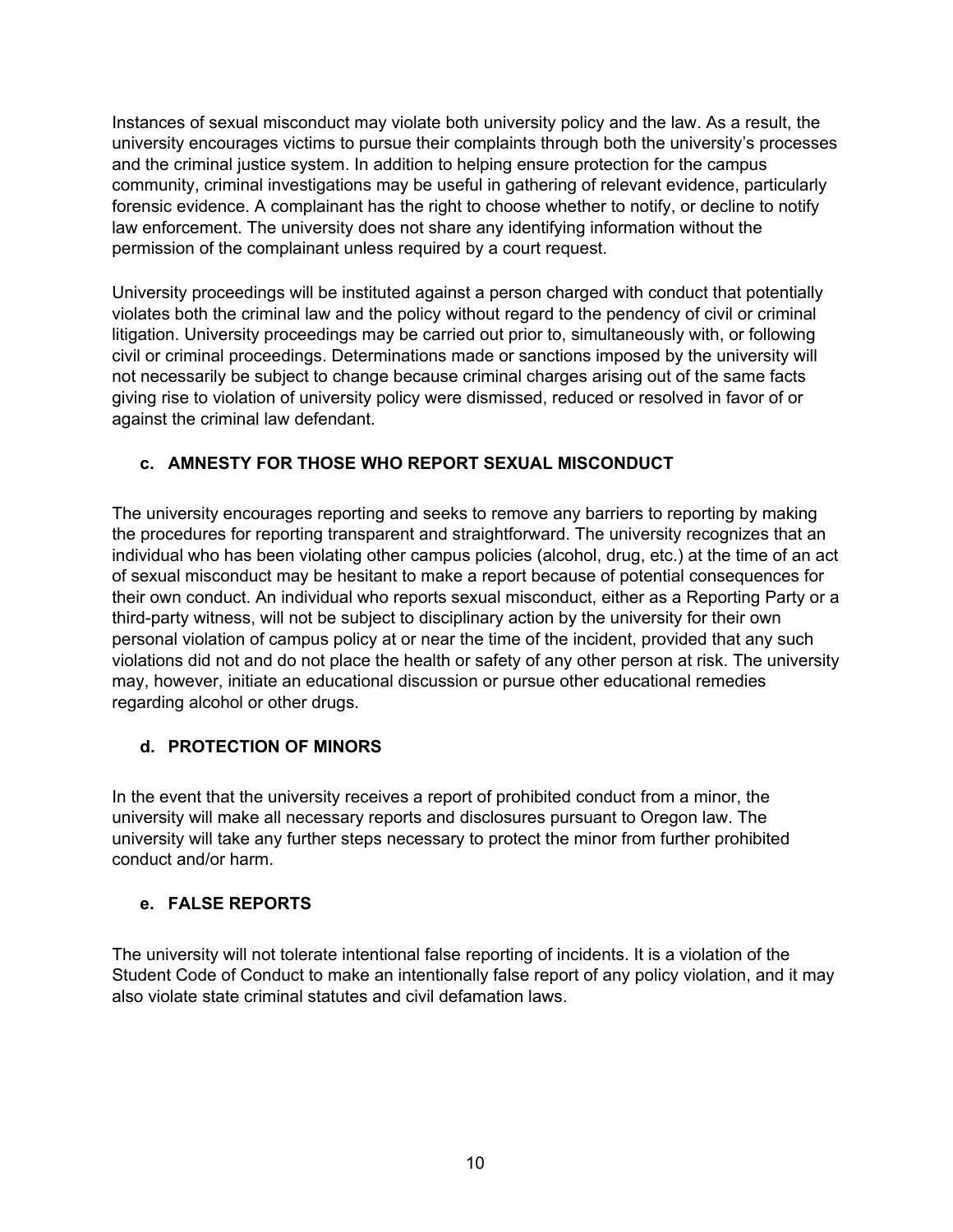Instances of sexual misconduct may violate both university policy and the law. As a result, the university encourages victims to pursue their complaints through both the university's processes and the criminal justice system. In addition to helping ensure protection for the campus community, criminal investigations may be useful in gathering of relevant evidence, particularly forensic evidence. A complainant has the right to choose whether to notify, or decline to notify law enforcement. The university does not share any identifying information without the permission of the complainant unless required by a court request.

University proceedings will be instituted against a person charged with conduct that potentially violates both the criminal law and the policy without regard to the pendency of civil or criminal litigation. University proceedings may be carried out prior to, simultaneously with, or following civil or criminal proceedings. Determinations made or sanctions imposed by the university will not necessarily be subject to change because criminal charges arising out of the same facts giving rise to violation of university policy were dismissed, reduced or resolved in favor of or against the criminal law defendant.

### c. AMNESTY FOR THOSE WHO REPORT SEXUAL MISCONDUCT

The university encourages reporting and seeks to remove any barriers to reporting by making the procedures for reporting transparent and straightforward. The university recognizes that an individual who has been violating other campus policies (alcohol, drug, etc.) at the time of an act of sexual misconduct may be hesitant to make a report because of potential consequences for their own conduct. An individual who reports sexual misconduct, either as a Reporting Party or a third-party witness, will not be subject to disciplinary action by the university for their own personal violation of campus policy at or near the time of the incident, provided that any such violations did not and do not place the health or safety of any other person at risk. The university may, however, initiate an educational discussion or pursue other educational remedies regarding alcohol or other drugs.

### d. PROTECTION OF MINORS

In the event that the university receives a report of prohibited conduct from a minor, the university will make all necessary reports and disclosures pursuant to Oregon law. The university will take any further steps necessary to protect the minor from further prohibited conduct and/or harm.

### e. FALSE REPORTS

The university will not tolerate intentional false reporting of incidents. It is a violation of the Student Code of Conduct to make an intentionally false report of any policy violation, and it may also violate state criminal statutes and civil defamation laws.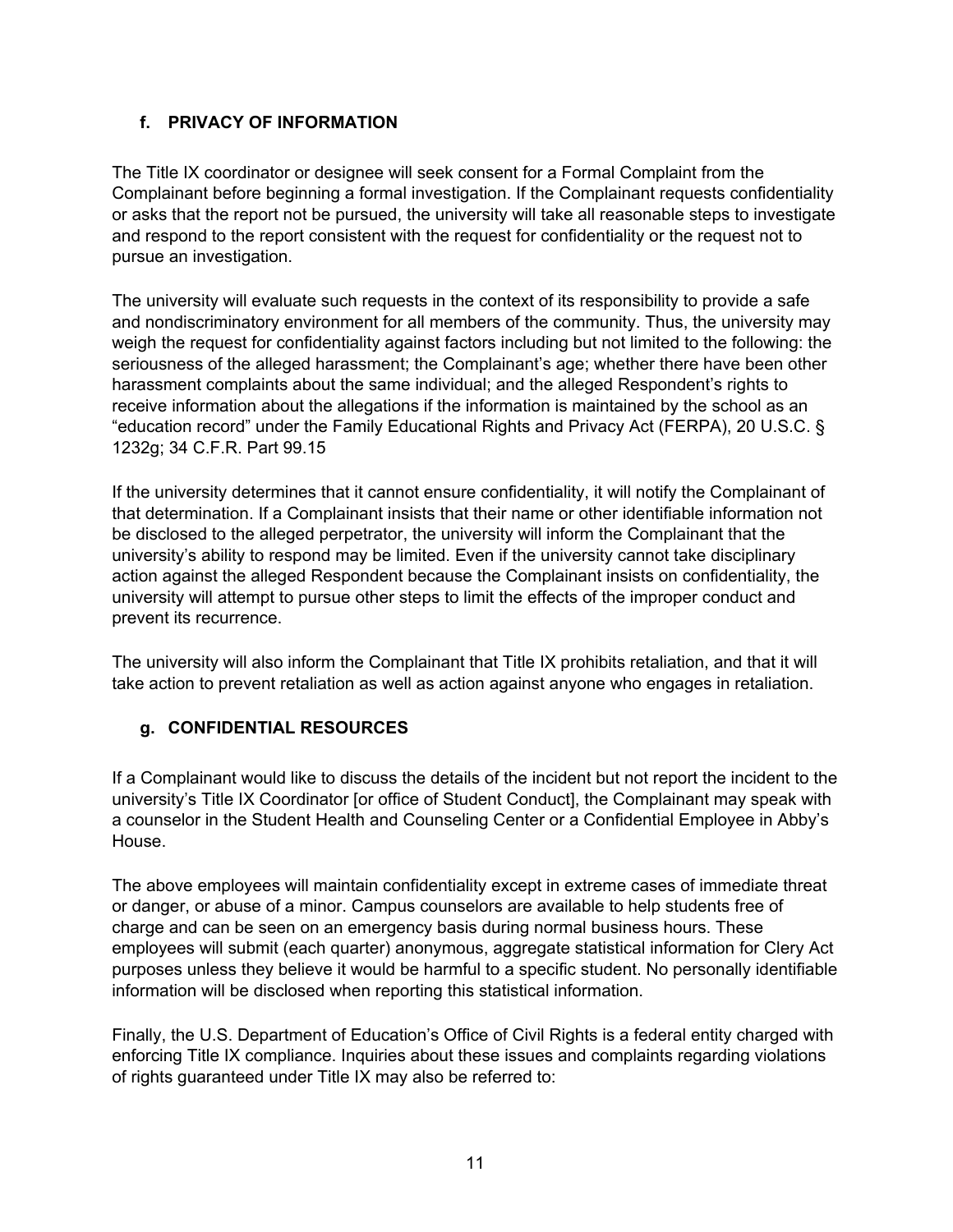### f. PRIVACY OF INFORMATION

The Title IX coordinator or designee will seek consent for a Formal Complaint from the Complainant before beginning a formal investigation. If the Complainant requests confidentiality or asks that the report not be pursued, the university will take all reasonable steps to investigate and respond to the report consistent with the request for confidentiality or the request not to pursue an investigation.

The university will evaluate such requests in the context of its responsibility to provide a safe and nondiscriminatory environment for all members of the community. Thus, the university may weigh the request for confidentiality against factors including but not limited to the following: the seriousness of the alleged harassment; the Complainant's age; whether there have been other harassment complaints about the same individual; and the alleged Respondent's rights to receive information about the allegations if the information is maintained by the school as an "education record" under the Family Educational Rights and Privacy Act (FERPA), 20 U.S.C. § 1232g; 34 C.F.R. Part 99.15

If the university determines that it cannot ensure confidentiality, it will notify the Complainant of that determination. If a Complainant insists that their name or other identifiable information not be disclosed to the alleged perpetrator, the university will inform the Complainant that the university's ability to respond may be limited. Even if the university cannot take disciplinary action against the alleged Respondent because the Complainant insists on confidentiality, the university will attempt to pursue other steps to limit the effects of the improper conduct and prevent its recurrence.

The university will also inform the Complainant that Title IX prohibits retaliation, and that it will take action to prevent retaliation as well as action against anyone who engages in retaliation.

### g. CONFIDENTIAL RESOURCES

If a Complainant would like to discuss the details of the incident but not report the incident to the university's Title IX Coordinator [or office of Student Conduct], the Complainant may speak with a counselor in the Student Health and Counseling Center or a Confidential Employee in Abby's House.

The above employees will maintain confidentiality except in extreme cases of immediate threat or danger, or abuse of a minor. Campus counselors are available to help students free of charge and can be seen on an emergency basis during normal business hours. These employees will submit (each quarter) anonymous, aggregate statistical information for Clery Act purposes unless they believe it would be harmful to a specific student. No personally identifiable information will be disclosed when reporting this statistical information.

Finally, the U.S. Department of Education's Office of Civil Rights is a federal entity charged with enforcing Title IX compliance. Inquiries about these issues and complaints regarding violations of rights guaranteed under Title IX may also be referred to: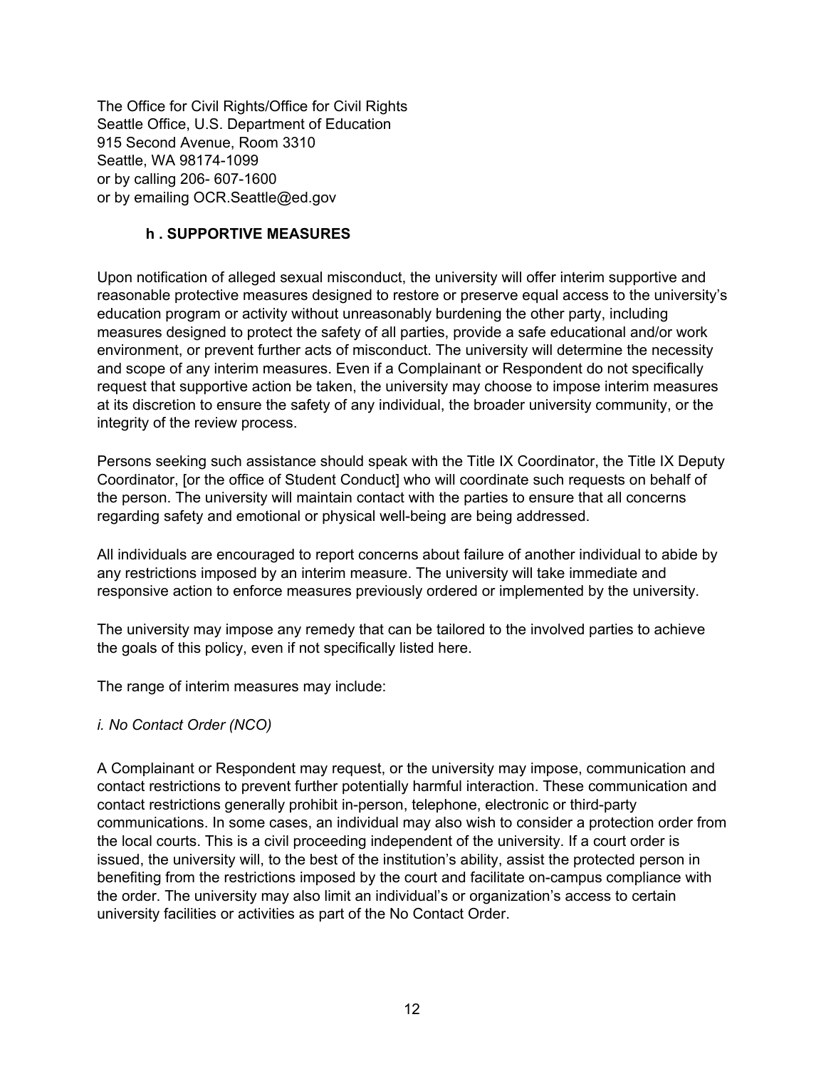The Office for Civil Rights/Office for Civil Rights
Seattle Office, U.S. Department of Education
915 Second Avenue, Room 3310
Seattle, WA 98174-1099
or by calling 206- 607-1600
or by emailing OCR.Seattle@ed.gov

**h . SUPPORTIVE MEASURES**

Upon notification of alleged sexual misconduct, the university will offer interim supportive and reasonable protective measures designed to restore or preserve equal access to the university's education program or activity without unreasonably burdening the other party, including measures designed to protect the safety of all parties, provide a safe educational and/or work environment, or prevent further acts of misconduct. The university will determine the necessity and scope of any interim measures. Even if a Complainant or Respondent do not specifically request that supportive action be taken, the university may choose to impose interim measures at its discretion to ensure the safety of any individual, the broader university community, or the integrity of the review process.

Persons seeking such assistance should speak with the Title IX Coordinator, the Title IX Deputy Coordinator, [or the office of Student Conduct] who will coordinate such requests on behalf of the person. The university will maintain contact with the parties to ensure that all concerns regarding safety and emotional or physical well-being are being addressed.

All individuals are encouraged to report concerns about failure of another individual to abide by any restrictions imposed by an interim measure. The university will take immediate and responsive action to enforce measures previously ordered or implemented by the university.

The university may impose any remedy that can be tailored to the involved parties to achieve the goals of this policy, even if not specifically listed here.

The range of interim measures may include:

*i. No Contact Order (NCO)*

A Complainant or Respondent may request, or the university may impose, communication and contact restrictions to prevent further potentially harmful interaction. These communication and contact restrictions generally prohibit in-person, telephone, electronic or third-party communications. In some cases, an individual may also wish to consider a protection order from the local courts. This is a civil proceeding independent of the university. If a court order is issued, the university will, to the best of the institution's ability, assist the protected person in benefiting from the restrictions imposed by the court and facilitate on-campus compliance with the order. The university may also limit an individual's or organization's access to certain university facilities or activities as part of the No Contact Order.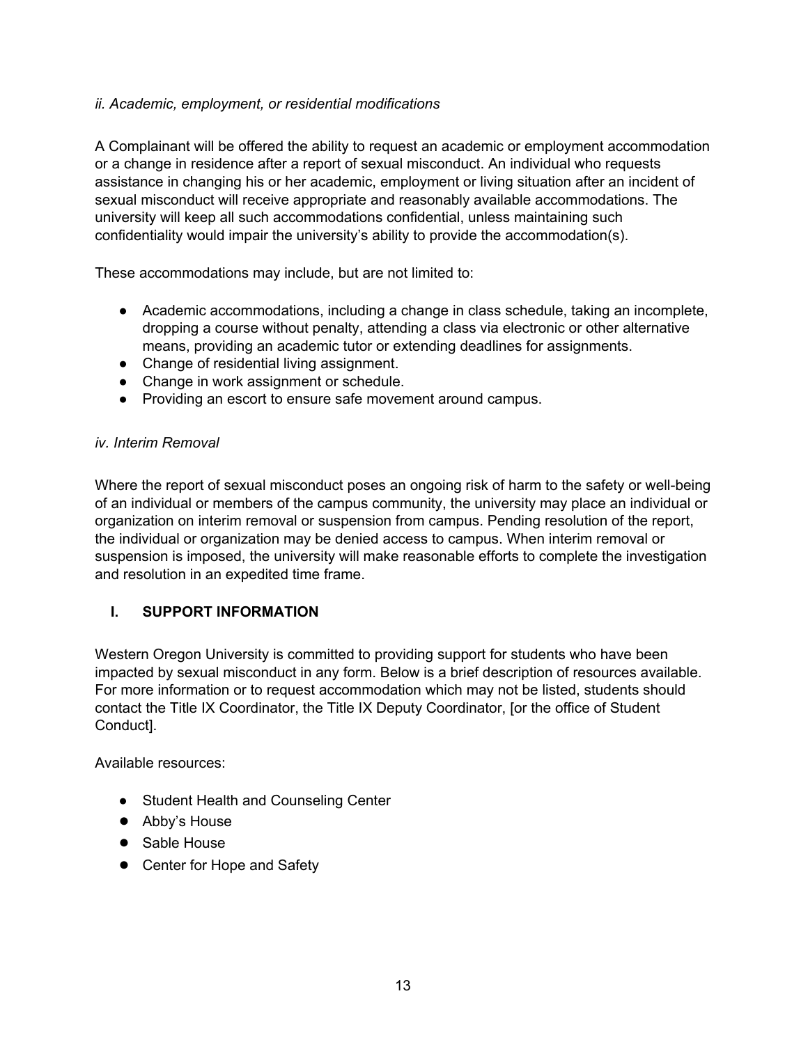*ii. Academic, employment, or residential modifications*

A Complainant will be offered the ability to request an academic or employment accommodation or a change in residence after a report of sexual misconduct. An individual who requests assistance in changing his or her academic, employment or living situation after an incident of sexual misconduct will receive appropriate and reasonably available accommodations. The university will keep all such accommodations confidential, unless maintaining such confidentiality would impair the university's ability to provide the accommodation(s).

These accommodations may include, but are not limited to:

- Academic accommodations, including a change in class schedule, taking an incomplete, dropping a course without penalty, attending a class via electronic or other alternative means, providing an academic tutor or extending deadlines for assignments.
- Change of residential living assignment.
- Change in work assignment or schedule.
- Providing an escort to ensure safe movement around campus.

*iv. Interim Removal*

Where the report of sexual misconduct poses an ongoing risk of harm to the safety or well-being of an individual or members of the campus community, the university may place an individual or organization on interim removal or suspension from campus. Pending resolution of the report, the individual or organization may be denied access to campus. When interim removal or suspension is imposed, the university will make reasonable efforts to complete the investigation and resolution in an expedited time frame.

## I. SUPPORT INFORMATION

Western Oregon University is committed to providing support for students who have been impacted by sexual misconduct in any form. Below is a brief description of resources available. For more information or to request accommodation which may not be listed, students should contact the Title IX Coordinator, the Title IX Deputy Coordinator, [or the office of Student Conduct].

Available resources:

- Student Health and Counseling Center
- Abby's House
- Sable House
- Center for Hope and Safety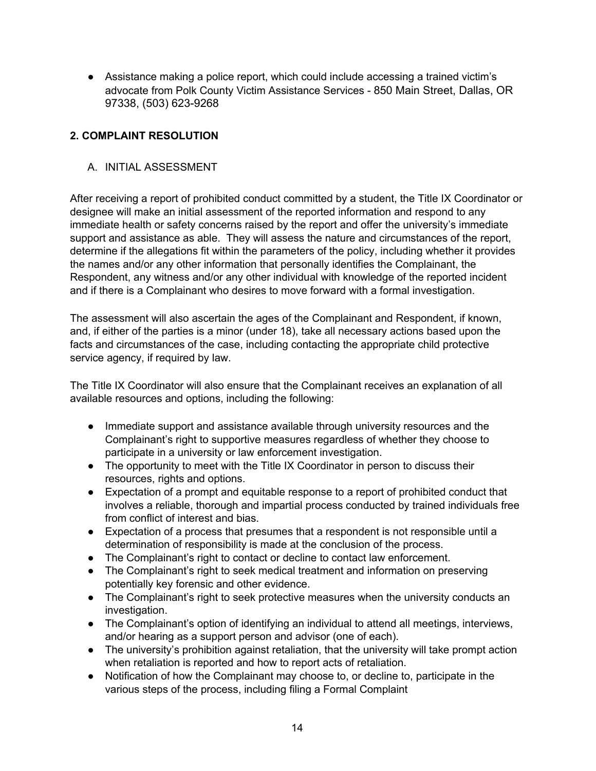- Assistance making a police report, which could include accessing a trained victim's advocate from Polk County Victim Assistance Services - 850 Main Street, Dallas, OR 97338, (503) 623-9268

## 2. COMPLAINT RESOLUTION

### A. INITIAL ASSESSMENT

After receiving a report of prohibited conduct committed by a student, the Title IX Coordinator or designee will make an initial assessment of the reported information and respond to any immediate health or safety concerns raised by the report and offer the university's immediate support and assistance as able. They will assess the nature and circumstances of the report, determine if the allegations fit within the parameters of the policy, including whether it provides the names and/or any other information that personally identifies the Complainant, the Respondent, any witness and/or any other individual with knowledge of the reported incident and if there is a Complainant who desires to move forward with a formal investigation.

The assessment will also ascertain the ages of the Complainant and Respondent, if known, and, if either of the parties is a minor (under 18), take all necessary actions based upon the facts and circumstances of the case, including contacting the appropriate child protective service agency, if required by law.

The Title IX Coordinator will also ensure that the Complainant receives an explanation of all available resources and options, including the following:

- Immediate support and assistance available through university resources and the Complainant's right to supportive measures regardless of whether they choose to participate in a university or law enforcement investigation.
- The opportunity to meet with the Title IX Coordinator in person to discuss their resources, rights and options.
- Expectation of a prompt and equitable response to a report of prohibited conduct that involves a reliable, thorough and impartial process conducted by trained individuals free from conflict of interest and bias.
- Expectation of a process that presumes that a respondent is not responsible until a determination of responsibility is made at the conclusion of the process.
- The Complainant's right to contact or decline to contact law enforcement.
- The Complainant's right to seek medical treatment and information on preserving potentially key forensic and other evidence.
- The Complainant's right to seek protective measures when the university conducts an investigation.
- The Complainant's option of identifying an individual to attend all meetings, interviews, and/or hearing as a support person and advisor (one of each).
- The university's prohibition against retaliation, that the university will take prompt action when retaliation is reported and how to report acts of retaliation.
- Notification of how the Complainant may choose to, or decline to, participate in the various steps of the process, including filing a Formal Complaint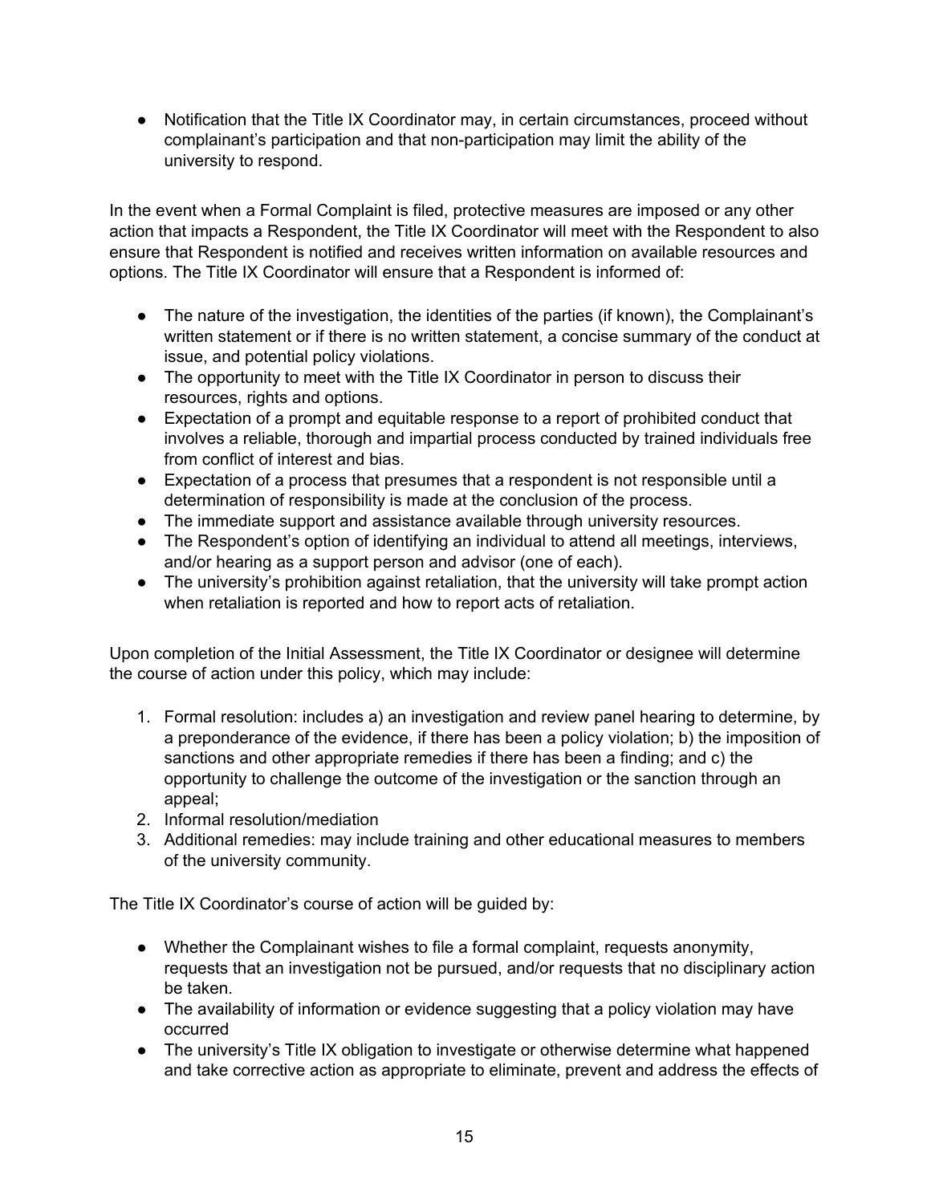- Notification that the Title IX Coordinator may, in certain circumstances, proceed without complainant's participation and that non-participation may limit the ability of the university to respond.

In the event when a Formal Complaint is filed, protective measures are imposed or any other action that impacts a Respondent, the Title IX Coordinator will meet with the Respondent to also ensure that Respondent is notified and receives written information on available resources and options. The Title IX Coordinator will ensure that a Respondent is informed of:

- The nature of the investigation, the identities of the parties (if known), the Complainant's written statement or if there is no written statement, a concise summary of the conduct at issue, and potential policy violations.
- The opportunity to meet with the Title IX Coordinator in person to discuss their resources, rights and options.
- Expectation of a prompt and equitable response to a report of prohibited conduct that involves a reliable, thorough and impartial process conducted by trained individuals free from conflict of interest and bias.
- Expectation of a process that presumes that a respondent is not responsible until a determination of responsibility is made at the conclusion of the process.
- The immediate support and assistance available through university resources.
- The Respondent's option of identifying an individual to attend all meetings, interviews, and/or hearing as a support person and advisor (one of each).
- The university's prohibition against retaliation, that the university will take prompt action when retaliation is reported and how to report acts of retaliation.

Upon completion of the Initial Assessment, the Title IX Coordinator or designee will determine the course of action under this policy, which may include:

1. Formal resolution: includes a) an investigation and review panel hearing to determine, by a preponderance of the evidence, if there has been a policy violation; b) the imposition of sanctions and other appropriate remedies if there has been a finding; and c) the opportunity to challenge the outcome of the investigation or the sanction through an appeal;
2. Informal resolution/mediation
3. Additional remedies: may include training and other educational measures to members of the university community.

The Title IX Coordinator's course of action will be guided by:

- Whether the Complainant wishes to file a formal complaint, requests anonymity, requests that an investigation not be pursued, and/or requests that no disciplinary action be taken.
- The availability of information or evidence suggesting that a policy violation may have occurred
- The university's Title IX obligation to investigate or otherwise determine what happened and take corrective action as appropriate to eliminate, prevent and address the effects of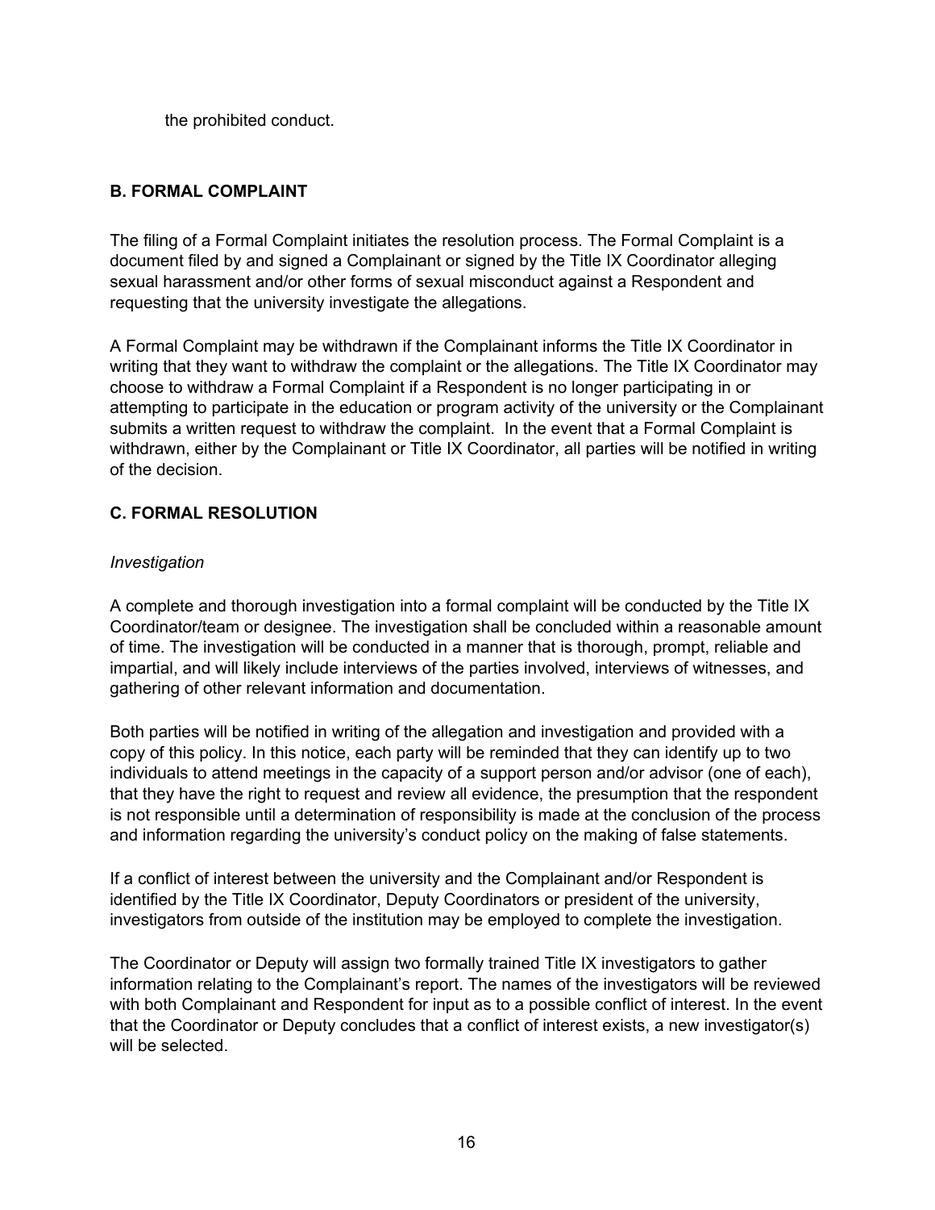the prohibited conduct.

## B. FORMAL COMPLAINT

The filing of a Formal Complaint initiates the resolution process. The Formal Complaint is a document filed by and signed a Complainant or signed by the Title IX Coordinator alleging sexual harassment and/or other forms of sexual misconduct against a Respondent and requesting that the university investigate the allegations.

A Formal Complaint may be withdrawn if the Complainant informs the Title IX Coordinator in writing that they want to withdraw the complaint or the allegations. The Title IX Coordinator may choose to withdraw a Formal Complaint if a Respondent is no longer participating in or attempting to participate in the education or program activity of the university or the Complainant submits a written request to withdraw the complaint. In the event that a Formal Complaint is withdrawn, either by the Complainant or Title IX Coordinator, all parties will be notified in writing of the decision.

## C. FORMAL RESOLUTION

*Investigation*

A complete and thorough investigation into a formal complaint will be conducted by the Title IX Coordinator/team or designee. The investigation shall be concluded within a reasonable amount of time. The investigation will be conducted in a manner that is thorough, prompt, reliable and impartial, and will likely include interviews of the parties involved, interviews of witnesses, and gathering of other relevant information and documentation.

Both parties will be notified in writing of the allegation and investigation and provided with a copy of this policy. In this notice, each party will be reminded that they can identify up to two individuals to attend meetings in the capacity of a support person and/or advisor (one of each), that they have the right to request and review all evidence, the presumption that the respondent is not responsible until a determination of responsibility is made at the conclusion of the process and information regarding the university's conduct policy on the making of false statements.

If a conflict of interest between the university and the Complainant and/or Respondent is identified by the Title IX Coordinator, Deputy Coordinators or president of the university, investigators from outside of the institution may be employed to complete the investigation.

The Coordinator or Deputy will assign two formally trained Title IX investigators to gather information relating to the Complainant's report. The names of the investigators will be reviewed with both Complainant and Respondent for input as to a possible conflict of interest. In the event that the Coordinator or Deputy concludes that a conflict of interest exists, a new investigator(s) will be selected.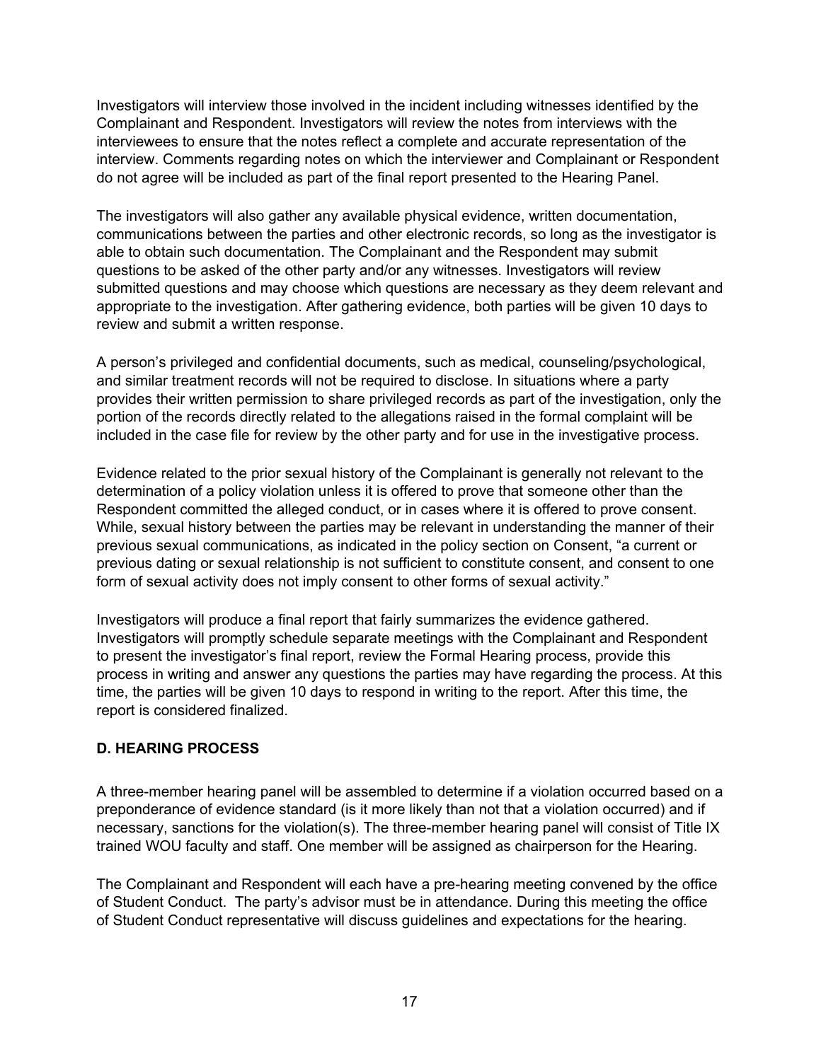Investigators will interview those involved in the incident including witnesses identified by the Complainant and Respondent. Investigators will review the notes from interviews with the interviewees to ensure that the notes reflect a complete and accurate representation of the interview. Comments regarding notes on which the interviewer and Complainant or Respondent do not agree will be included as part of the final report presented to the Hearing Panel.

The investigators will also gather any available physical evidence, written documentation, communications between the parties and other electronic records, so long as the investigator is able to obtain such documentation. The Complainant and the Respondent may submit questions to be asked of the other party and/or any witnesses. Investigators will review submitted questions and may choose which questions are necessary as they deem relevant and appropriate to the investigation. After gathering evidence, both parties will be given 10 days to review and submit a written response.

A person's privileged and confidential documents, such as medical, counseling/psychological, and similar treatment records will not be required to disclose. In situations where a party provides their written permission to share privileged records as part of the investigation, only the portion of the records directly related to the allegations raised in the formal complaint will be included in the case file for review by the other party and for use in the investigative process.

Evidence related to the prior sexual history of the Complainant is generally not relevant to the determination of a policy violation unless it is offered to prove that someone other than the Respondent committed the alleged conduct, or in cases where it is offered to prove consent. While, sexual history between the parties may be relevant in understanding the manner of their previous sexual communications, as indicated in the policy section on Consent, "a current or previous dating or sexual relationship is not sufficient to constitute consent, and consent to one form of sexual activity does not imply consent to other forms of sexual activity."

Investigators will produce a final report that fairly summarizes the evidence gathered. Investigators will promptly schedule separate meetings with the Complainant and Respondent to present the investigator's final report, review the Formal Hearing process, provide this process in writing and answer any questions the parties may have regarding the process. At this time, the parties will be given 10 days to respond in writing to the report. After this time, the report is considered finalized.

**D. HEARING PROCESS**

A three-member hearing panel will be assembled to determine if a violation occurred based on a preponderance of evidence standard (is it more likely than not that a violation occurred) and if necessary, sanctions for the violation(s). The three-member hearing panel will consist of Title IX trained WOU faculty and staff. One member will be assigned as chairperson for the Hearing.

The Complainant and Respondent will each have a pre-hearing meeting convened by the office of Student Conduct. The party's advisor must be in attendance. During this meeting the office of Student Conduct representative will discuss guidelines and expectations for the hearing.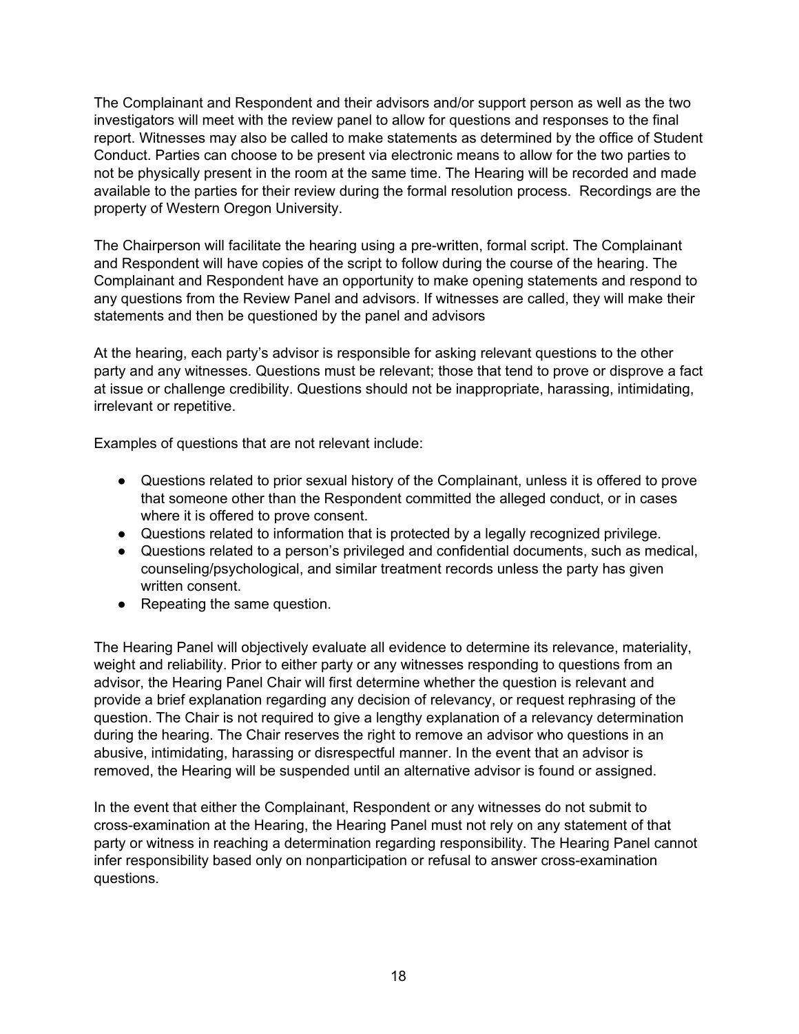The Complainant and Respondent and their advisors and/or support person as well as the two investigators will meet with the review panel to allow for questions and responses to the final report. Witnesses may also be called to make statements as determined by the office of Student Conduct. Parties can choose to be present via electronic means to allow for the two parties to not be physically present in the room at the same time. The Hearing will be recorded and made available to the parties for their review during the formal resolution process. Recordings are the property of Western Oregon University.

The Chairperson will facilitate the hearing using a pre-written, formal script. The Complainant and Respondent will have copies of the script to follow during the course of the hearing. The Complainant and Respondent have an opportunity to make opening statements and respond to any questions from the Review Panel and advisors. If witnesses are called, they will make their statements and then be questioned by the panel and advisors

At the hearing, each party's advisor is responsible for asking relevant questions to the other party and any witnesses. Questions must be relevant; those that tend to prove or disprove a fact at issue or challenge credibility. Questions should not be inappropriate, harassing, intimidating, irrelevant or repetitive.

Examples of questions that are not relevant include:

- Questions related to prior sexual history of the Complainant, unless it is offered to prove that someone other than the Respondent committed the alleged conduct, or in cases where it is offered to prove consent.
- Questions related to information that is protected by a legally recognized privilege.
- Questions related to a person's privileged and confidential documents, such as medical, counseling/psychological, and similar treatment records unless the party has given written consent.
- Repeating the same question.

The Hearing Panel will objectively evaluate all evidence to determine its relevance, materiality, weight and reliability. Prior to either party or any witnesses responding to questions from an advisor, the Hearing Panel Chair will first determine whether the question is relevant and provide a brief explanation regarding any decision of relevancy, or request rephrasing of the question. The Chair is not required to give a lengthy explanation of a relevancy determination during the hearing. The Chair reserves the right to remove an advisor who questions in an abusive, intimidating, harassing or disrespectful manner. In the event that an advisor is removed, the Hearing will be suspended until an alternative advisor is found or assigned.

In the event that either the Complainant, Respondent or any witnesses do not submit to cross-examination at the Hearing, the Hearing Panel must not rely on any statement of that party or witness in reaching a determination regarding responsibility. The Hearing Panel cannot infer responsibility based only on nonparticipation or refusal to answer cross-examination questions.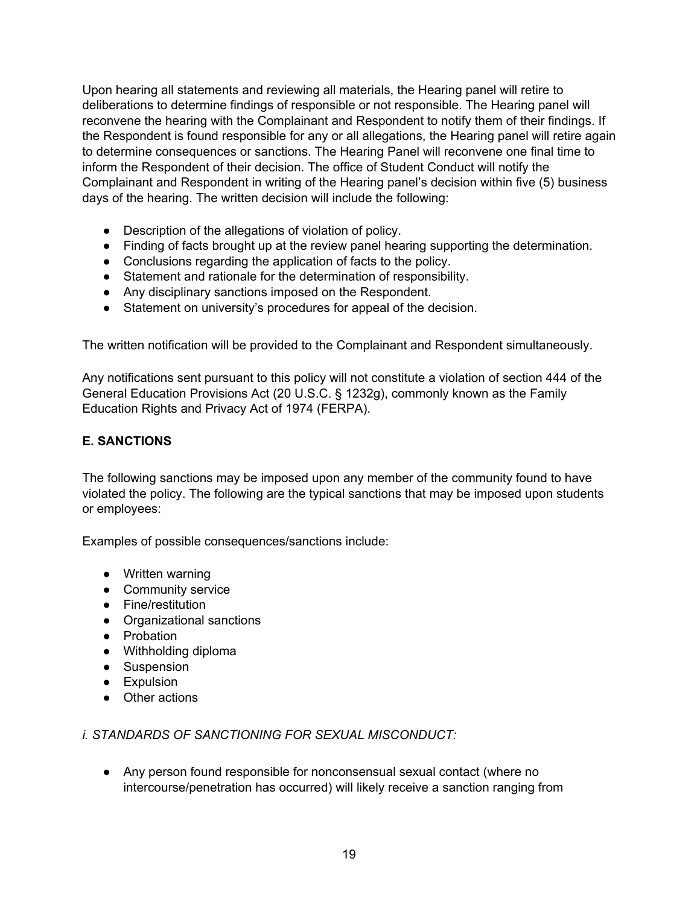Upon hearing all statements and reviewing all materials, the Hearing panel will retire to deliberations to determine findings of responsible or not responsible. The Hearing panel will reconvene the hearing with the Complainant and Respondent to notify them of their findings. If the Respondent is found responsible for any or all allegations, the Hearing panel will retire again to determine consequences or sanctions. The Hearing Panel will reconvene one final time to inform the Respondent of their decision. The office of Student Conduct will notify the Complainant and Respondent in writing of the Hearing panel's decision within five (5) business days of the hearing. The written decision will include the following:

- Description of the allegations of violation of policy.
- Finding of facts brought up at the review panel hearing supporting the determination.
- Conclusions regarding the application of facts to the policy.
- Statement and rationale for the determination of responsibility.
- Any disciplinary sanctions imposed on the Respondent.
- Statement on university's procedures for appeal of the decision.

The written notification will be provided to the Complainant and Respondent simultaneously.

Any notifications sent pursuant to this policy will not constitute a violation of section 444 of the General Education Provisions Act (20 U.S.C. § 1232g), commonly known as the Family Education Rights and Privacy Act of 1974 (FERPA).

## E. SANCTIONS

The following sanctions may be imposed upon any member of the community found to have violated the policy. The following are the typical sanctions that may be imposed upon students or employees:

Examples of possible consequences/sanctions include:

- Written warning
- Community service
- Fine/restitution
- Organizational sanctions
- Probation
- Withholding diploma
- Suspension
- Expulsion
- Other actions

### *i. STANDARDS OF SANCTIONING FOR SEXUAL MISCONDUCT:*

- Any person found responsible for nonconsensual sexual contact (where no intercourse/penetration has occurred) will likely receive a sanction ranging from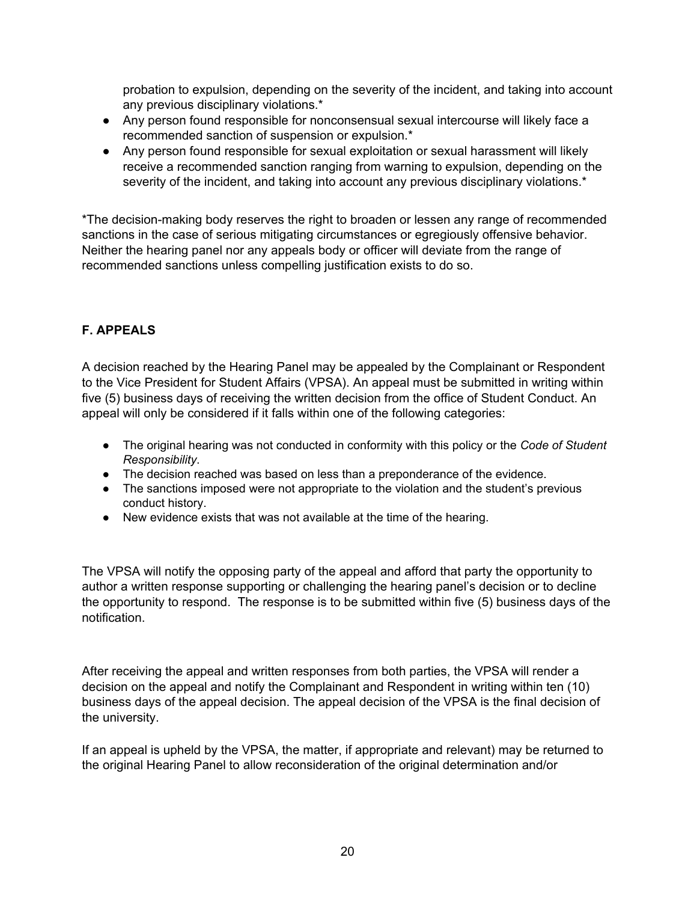probation to expulsion, depending on the severity of the incident, and taking into account any previous disciplinary violations.*

- Any person found responsible for nonconsensual sexual intercourse will likely face a recommended sanction of suspension or expulsion.*
- Any person found responsible for sexual exploitation or sexual harassment will likely receive a recommended sanction ranging from warning to expulsion, depending on the severity of the incident, and taking into account any previous disciplinary violations.*

*The decision-making body reserves the right to broaden or lessen any range of recommended sanctions in the case of serious mitigating circumstances or egregiously offensive behavior. Neither the hearing panel nor any appeals body or officer will deviate from the range of recommended sanctions unless compelling justification exists to do so.

### F. APPEALS

A decision reached by the Hearing Panel may be appealed by the Complainant or Respondent to the Vice President for Student Affairs (VPSA). An appeal must be submitted in writing within five (5) business days of receiving the written decision from the office of Student Conduct. An appeal will only be considered if it falls within one of the following categories:

- The original hearing was not conducted in conformity with this policy or the *Code of Student Responsibility*.
- The decision reached was based on less than a preponderance of the evidence.
- The sanctions imposed were not appropriate to the violation and the student's previous conduct history.
- New evidence exists that was not available at the time of the hearing.

The VPSA will notify the opposing party of the appeal and afford that party the opportunity to author a written response supporting or challenging the hearing panel's decision or to decline the opportunity to respond. The response is to be submitted within five (5) business days of the notification.

After receiving the appeal and written responses from both parties, the VPSA will render a decision on the appeal and notify the Complainant and Respondent in writing within ten (10) business days of the appeal decision. The appeal decision of the VPSA is the final decision of the university.

If an appeal is upheld by the VPSA, the matter, if appropriate and relevant) may be returned to the original Hearing Panel to allow reconsideration of the original determination and/or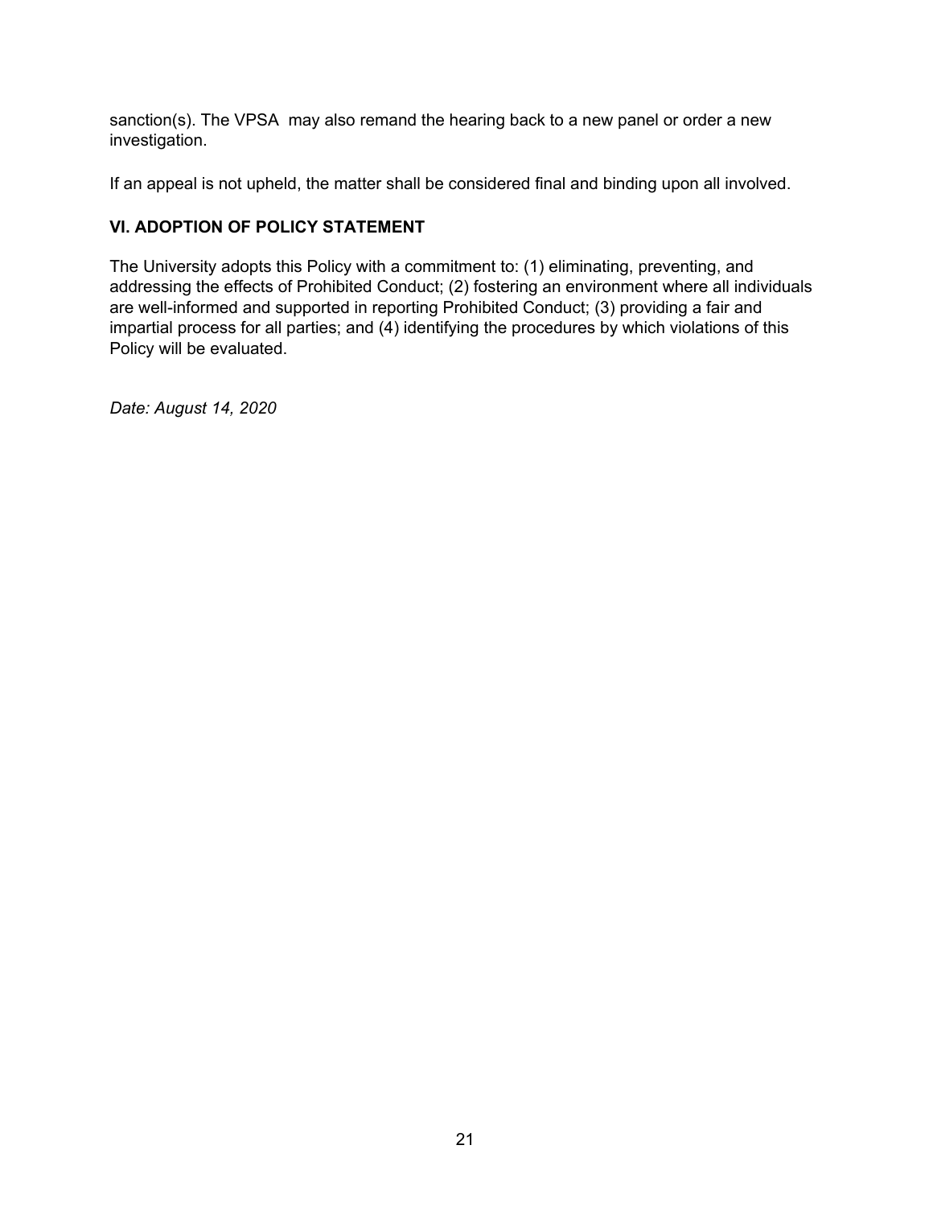sanction(s). The VPSA may also remand the hearing back to a new panel or order a new investigation.

If an appeal is not upheld, the matter shall be considered final and binding upon all involved.

## VI. ADOPTION OF POLICY STATEMENT

The University adopts this Policy with a commitment to: (1) eliminating, preventing, and addressing the effects of Prohibited Conduct; (2) fostering an environment where all individuals are well-informed and supported in reporting Prohibited Conduct; (3) providing a fair and impartial process for all parties; and (4) identifying the procedures by which violations of this Policy will be evaluated.

*Date: August 14, 2020*